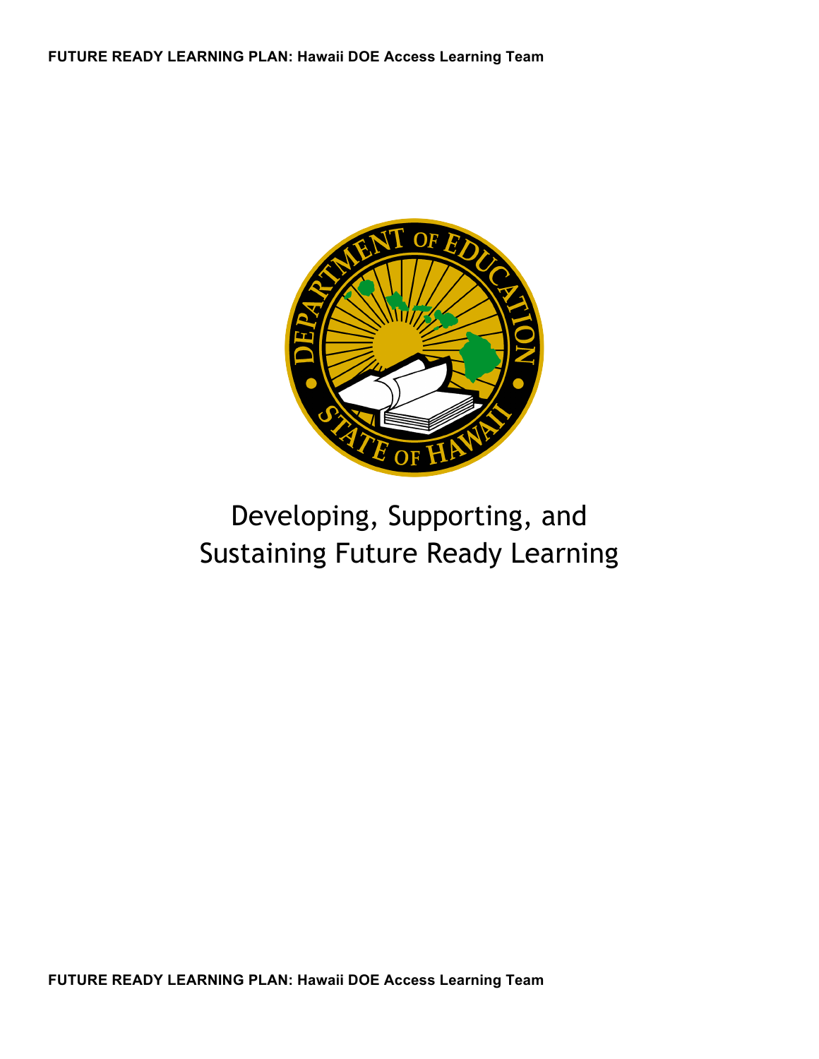# Developing, Supporting, and Sustaining Future Ready Learning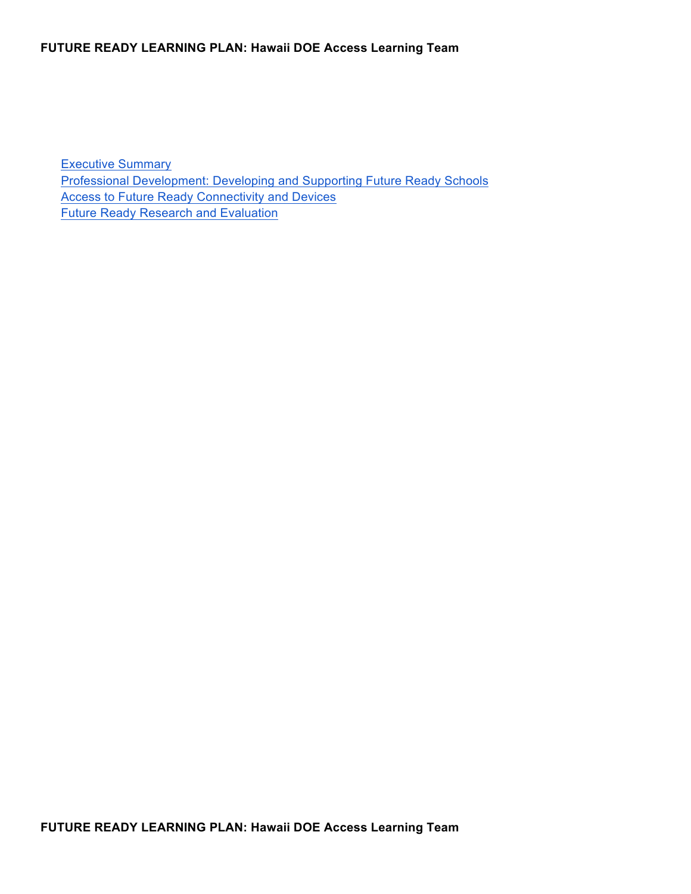- Executive Summary
- Professional Development: Developing and Supporting Future Ready Schools
- Access to Future Ready Connectivity and Devices
- Future Ready Research and Evaluation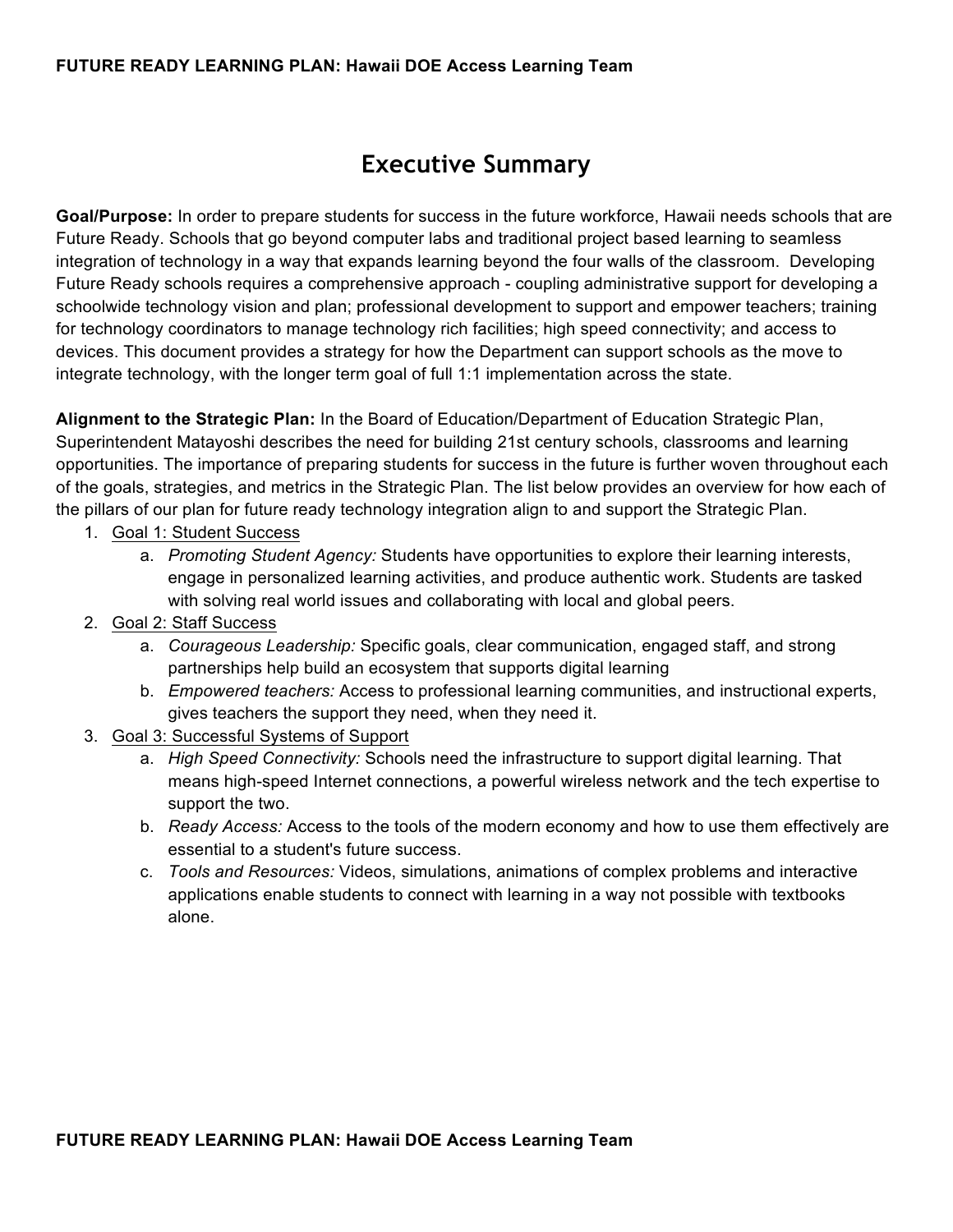# Executive Summary

**Goal/Purpose:** In order to prepare students for success in the future workforce, Hawaii needs schools that are Future Ready. Schools that go beyond computer labs and traditional project based learning to seamless integration of technology in a way that expands learning beyond the four walls of the classroom. Developing Future Ready schools requires a comprehensive approach - coupling administrative support for developing a schoolwide technology vision and plan; professional development to support and empower teachers; training for technology coordinators to manage technology rich facilities; high speed connectivity; and access to devices. This document provides a strategy for how the Department can support schools as the move to integrate technology, with the longer term goal of full 1:1 implementation across the state.

**Alignment to the Strategic Plan:** In the Board of Education/Department of Education Strategic Plan, Superintendent Matayoshi describes the need for building 21st century schools, classrooms and learning opportunities. The importance of preparing students for success in the future is further woven throughout each of the goals, strategies, and metrics in the Strategic Plan. The list below provides an overview for how each of the pillars of our plan for future ready technology integration align to and support the Strategic Plan.

1. Goal 1: Student Success
    a. *Promoting Student Agency:* Students have opportunities to explore their learning interests, engage in personalized learning activities, and produce authentic work. Students are tasked with solving real world issues and collaborating with local and global peers.
2. Goal 2: Staff Success
    a. *Courageous Leadership:* Specific goals, clear communication, engaged staff, and strong partnerships help build an ecosystem that supports digital learning
    b. *Empowered teachers:* Access to professional learning communities, and instructional experts, gives teachers the support they need, when they need it.
3. Goal 3: Successful Systems of Support
    a. *High Speed Connectivity:* Schools need the infrastructure to support digital learning. That means high-speed Internet connections, a powerful wireless network and the tech expertise to support the two.
    b. *Ready Access:* Access to the tools of the modern economy and how to use them effectively are essential to a student's future success.
    c. *Tools and Resources:* Videos, simulations, animations of complex problems and interactive applications enable students to connect with learning in a way not possible with textbooks alone.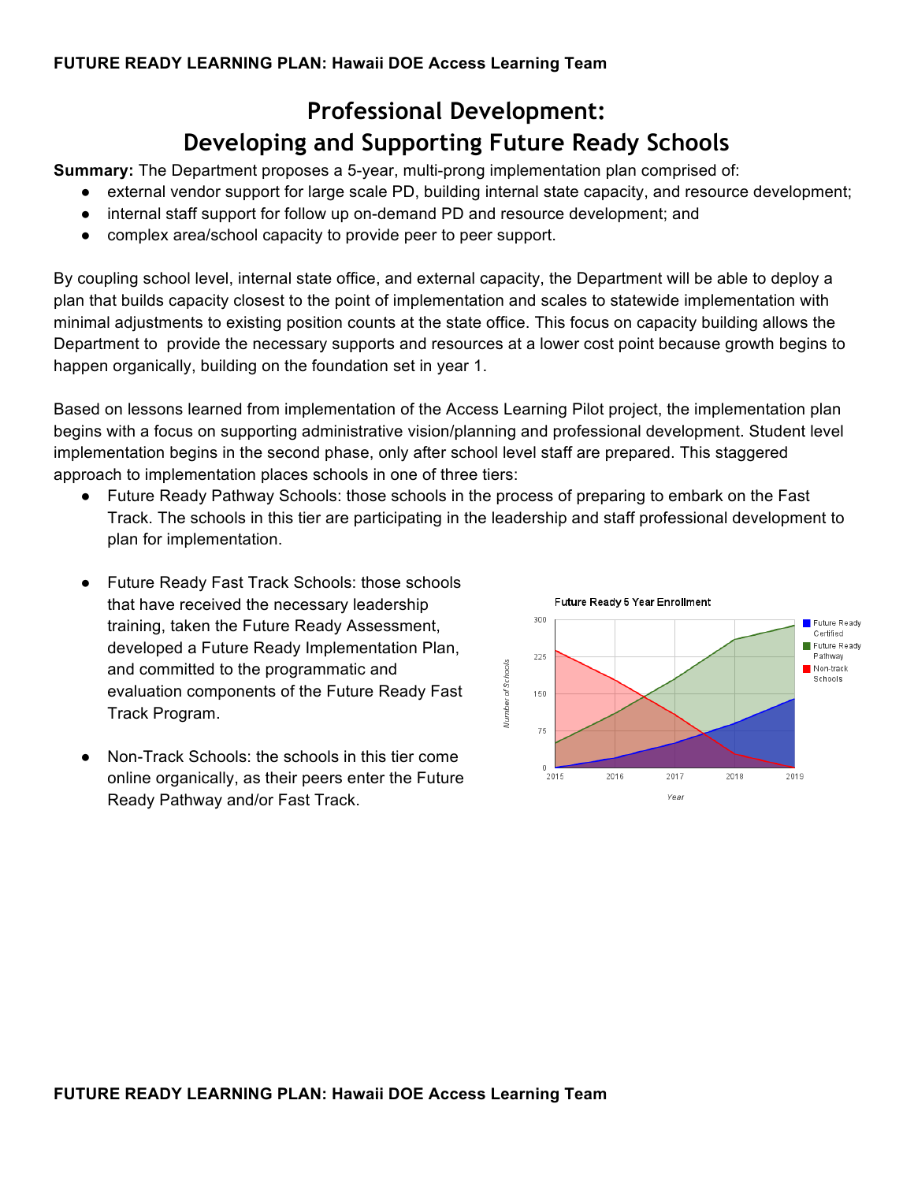# Professional Development: Developing and Supporting Future Ready Schools

**Summary:** The Department proposes a 5-year, multi-prong implementation plan comprised of:

- external vendor support for large scale PD, building internal state capacity, and resource development;
- internal staff support for follow up on-demand PD and resource development; and
- complex area/school capacity to provide peer to peer support.

By coupling school level, internal state office, and external capacity, the Department will be able to deploy a plan that builds capacity closest to the point of implementation and scales to statewide implementation with minimal adjustments to existing position counts at the state office. This focus on capacity building allows the Department to provide the necessary supports and resources at a lower cost point because growth begins to happen organically, building on the foundation set in year 1.

Based on lessons learned from implementation of the Access Learning Pilot project, the implementation plan begins with a focus on supporting administrative vision/planning and professional development. Student level implementation begins in the second phase, only after school level staff are prepared. This staggered approach to implementation places schools in one of three tiers:

- Future Ready Pathway Schools: those schools in the process of preparing to embark on the Fast Track. The schools in this tier are participating in the leadership and staff professional development to plan for implementation.
- Future Ready Fast Track Schools: those schools that have received the necessary leadership training, taken the Future Ready Assessment, developed a Future Ready Implementation Plan, and committed to the programmatic and evaluation components of the Future Ready Fast Track Program.
- Non-Track Schools: the schools in this tier come online organically, as their peers enter the Future Ready Pathway and/or Fast Track.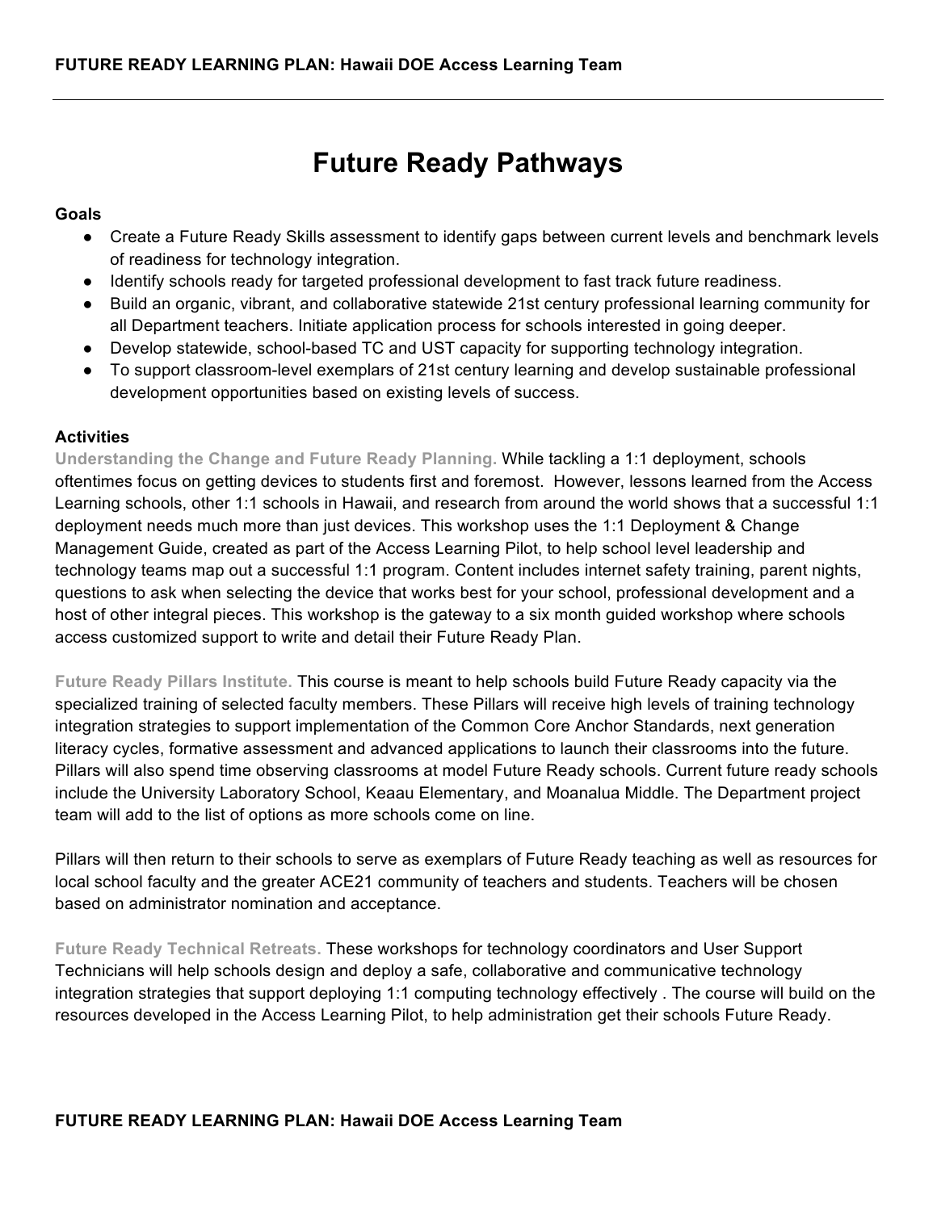# Future Ready Pathways

**Goals**

- Create a Future Ready Skills assessment to identify gaps between current levels and benchmark levels of readiness for technology integration.
- Identify schools ready for targeted professional development to fast track future readiness.
- Build an organic, vibrant, and collaborative statewide 21st century professional learning community for all Department teachers. Initiate application process for schools interested in going deeper.
- Develop statewide, school-based TC and UST capacity for supporting technology integration.
- To support classroom-level exemplars of 21st century learning and develop sustainable professional development opportunities based on existing levels of success.

**Activities**

**Understanding the Change and Future Ready Planning.** While tackling a 1:1 deployment, schools oftentimes focus on getting devices to students first and foremost. However, lessons learned from the Access Learning schools, other 1:1 schools in Hawaii, and research from around the world shows that a successful 1:1 deployment needs much more than just devices. This workshop uses the 1:1 Deployment & Change Management Guide, created as part of the Access Learning Pilot, to help school level leadership and technology teams map out a successful 1:1 program. Content includes internet safety training, parent nights, questions to ask when selecting the device that works best for your school, professional development and a host of other integral pieces. This workshop is the gateway to a six month guided workshop where schools access customized support to write and detail their Future Ready Plan.

**Future Ready Pillars Institute.** This course is meant to help schools build Future Ready capacity via the specialized training of selected faculty members. These Pillars will receive high levels of training technology integration strategies to support implementation of the Common Core Anchor Standards, next generation literacy cycles, formative assessment and advanced applications to launch their classrooms into the future. Pillars will also spend time observing classrooms at model Future Ready schools. Current future ready schools include the University Laboratory School, Keaau Elementary, and Moanalua Middle. The Department project team will add to the list of options as more schools come on line.

Pillars will then return to their schools to serve as exemplars of Future Ready teaching as well as resources for local school faculty and the greater ACE21 community of teachers and students. Teachers will be chosen based on administrator nomination and acceptance.

**Future Ready Technical Retreats.** These workshops for technology coordinators and User Support Technicians will help schools design and deploy a safe, collaborative and communicative technology integration strategies that support deploying 1:1 computing technology effectively . The course will build on the resources developed in the Access Learning Pilot, to help administration get their schools Future Ready.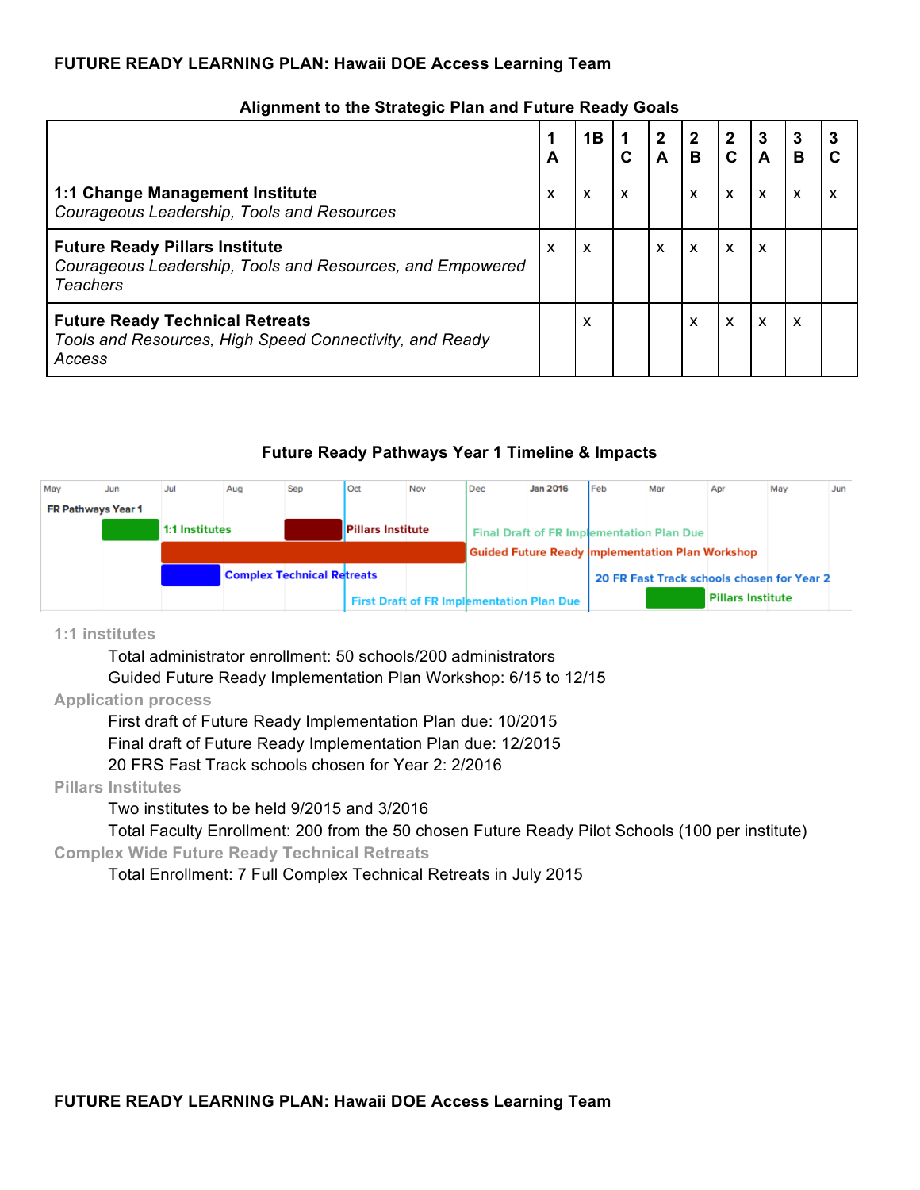### Alignment to the Strategic Plan and Future Ready Goals

| | 1A | 1B | 1C | 2A | 2B | 2C | 3A | 3B | 3C |
|---|---|---|---|---|---|---|---|---|---|
| **1:1 Change Management Institute**<br>*Courageous Leadership, Tools and Resources* | x | x | x | | x | x | x | x | x |
| **Future Ready Pillars Institute**<br>*Courageous Leadership, Tools and Resources, and Empowered Teachers* | x | x | | x | x | x | x | | |
| **Future Ready Technical Retreats**<br>*Tools and Resources, High Speed Connectivity, and Ready Access* | | x | | | x | x | x | x | |

### Future Ready Pathways Year 1 Timeline & Impacts

May | Jun | Jul | Aug | Sep | Oct | Nov | Dec | Jan 2016 | Feb | Mar | Apr | May | Jun

FR Pathways Year 1

1:1 Institutes

Pillars Institute

Final Draft of FR Implementation Plan Due

Guided Future Ready Implementation Plan Workshop

Complex Technical Retreats

20 FR Fast Track schools chosen for Year 2

First Draft of FR Implementation Plan Due

Pillars Institute

**1:1 institutes**

- Total administrator enrollment: 50 schools/200 administrators
- Guided Future Ready Implementation Plan Workshop: 6/15 to 12/15

**Application process**

- First draft of Future Ready Implementation Plan due: 10/2015
- Final draft of Future Ready Implementation Plan due: 12/2015
- 20 FRS Fast Track schools chosen for Year 2: 2/2016

**Pillars Institutes**

- Two institutes to be held 9/2015 and 3/2016
- Total Faculty Enrollment: 200 from the 50 chosen Future Ready Pilot Schools (100 per institute)

**Complex Wide Future Ready Technical Retreats**

- Total Enrollment: 7 Full Complex Technical Retreats in July 2015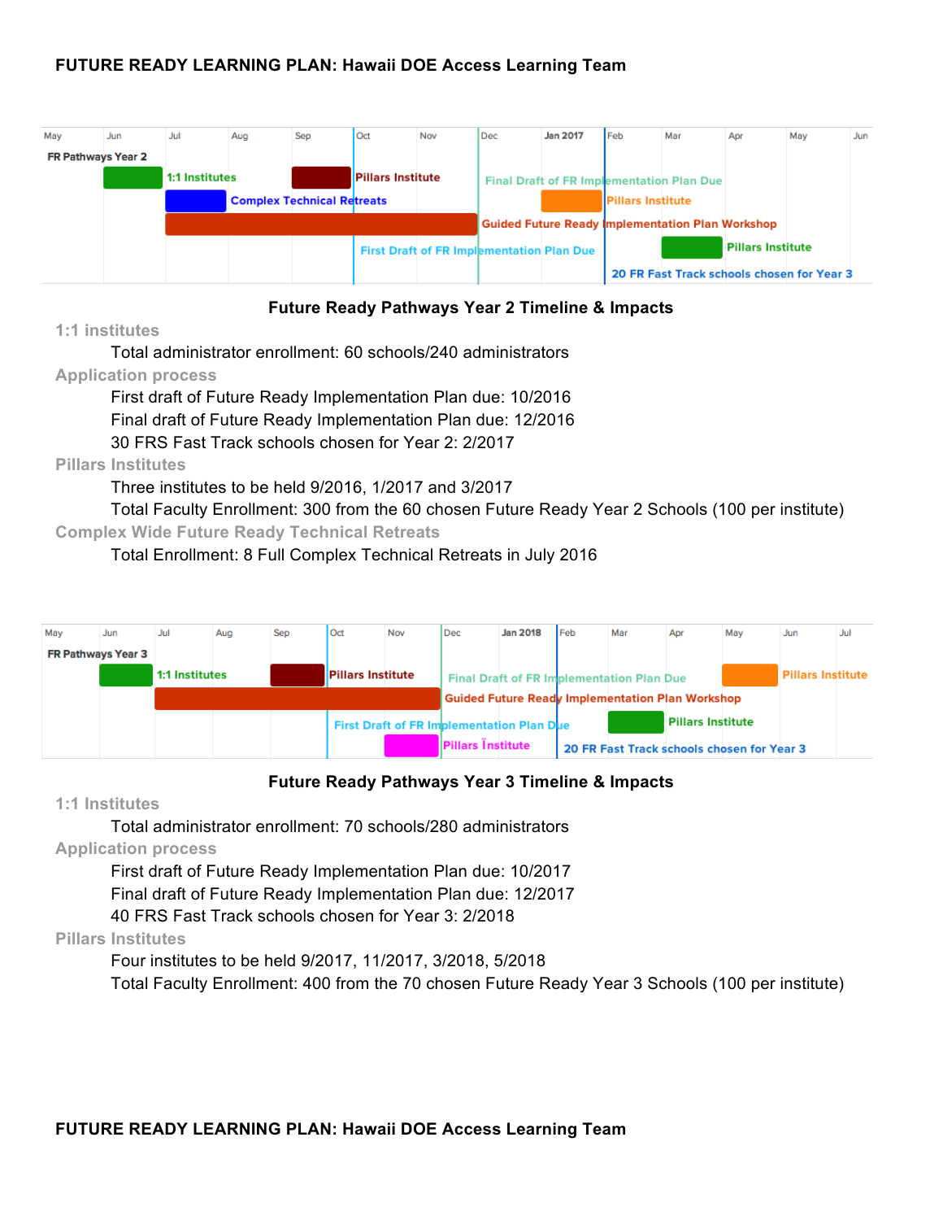May | Jun | Jul | Aug | Sep | Oct | Nov | Dec | Jan 2017 | Feb | Mar | Apr | May | Jun

FR Pathways Year 2

- 1:1 Institutes
- Complex Technical Retreats
- Pillars Institute
- Guided Future Ready Implementation Plan Workshop
- First Draft of FR Implementation Plan Due
- Final Draft of FR Implementation Plan Due
- Pillars Institute
- Pillars Institute
- 20 FR Fast Track schools chosen for Year 3

### Future Ready Pathways Year 2 Timeline & Impacts

**1:1 institutes**

Total administrator enrollment: 60 schools/240 administrators

**Application process**

First draft of Future Ready Implementation Plan due: 10/2016

Final draft of Future Ready Implementation Plan due: 12/2016

30 FRS Fast Track schools chosen for Year 2: 2/2017

**Pillars Institutes**

Three institutes to be held 9/2016, 1/2017 and 3/2017

Total Faculty Enrollment: 300 from the 60 chosen Future Ready Year 2 Schools (100 per institute)

**Complex Wide Future Ready Technical Retreats**

Total Enrollment: 8 Full Complex Technical Retreats in July 2016

May | Jun | Jul | Aug | Sep | Oct | Nov | Dec | Jan 2018 | Feb | Mar | Apr | May | Jun | Jul

FR Pathways Year 3

- 1:1 Institutes
- Pillars Institute
- Guided Future Ready Implementation Plan Workshop
- First Draft of FR Implementation Plan Due
- Pillars Institute
- Final Draft of FR Implementation Plan Due
- Pillars Institute
- 20 FR Fast Track schools chosen for Year 3
- Pillars Institute

### Future Ready Pathways Year 3 Timeline & Impacts

**1:1 Institutes**

Total administrator enrollment: 70 schools/280 administrators

**Application process**

First draft of Future Ready Implementation Plan due: 10/2017

Final draft of Future Ready Implementation Plan due: 12/2017

40 FRS Fast Track schools chosen for Year 3: 2/2018

**Pillars Institutes**

Four institutes to be held 9/2017, 11/2017, 3/2018, 5/2018

Total Faculty Enrollment: 400 from the 70 chosen Future Ready Year 3 Schools (100 per institute)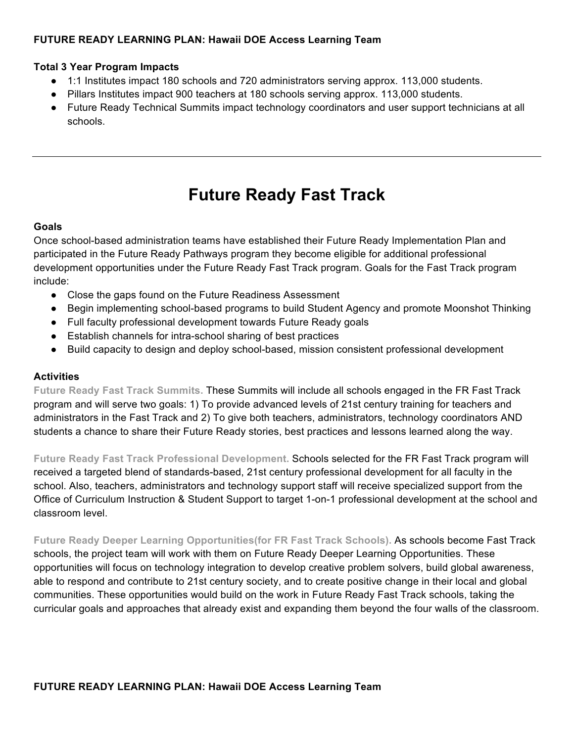**Total 3 Year Program Impacts**

- 1:1 Institutes impact 180 schools and 720 administrators serving approx. 113,000 students.
- Pillars Institutes impact 900 teachers at 180 schools serving approx. 113,000 students.
- Future Ready Technical Summits impact technology coordinators and user support technicians at all schools.

---

# Future Ready Fast Track

**Goals**

Once school-based administration teams have established their Future Ready Implementation Plan and participated in the Future Ready Pathways program they become eligible for additional professional development opportunities under the Future Ready Fast Track program. Goals for the Fast Track program include:

- Close the gaps found on the Future Readiness Assessment
- Begin implementing school-based programs to build Student Agency and promote Moonshot Thinking
- Full faculty professional development towards Future Ready goals
- Establish channels for intra-school sharing of best practices
- Build capacity to design and deploy school-based, mission consistent professional development

**Activities**

**Future Ready Fast Track Summits.** These Summits will include all schools engaged in the FR Fast Track program and will serve two goals: 1) To provide advanced levels of 21st century training for teachers and administrators in the Fast Track and 2) To give both teachers, administrators, technology coordinators AND students a chance to share their Future Ready stories, best practices and lessons learned along the way.

**Future Ready Fast Track Professional Development.** Schools selected for the FR Fast Track program will received a targeted blend of standards-based, 21st century professional development for all faculty in the school. Also, teachers, administrators and technology support staff will receive specialized support from the Office of Curriculum Instruction & Student Support to target 1-on-1 professional development at the school and classroom level.

**Future Ready Deeper Learning Opportunities(for FR Fast Track Schools).** As schools become Fast Track schools, the project team will work with them on Future Ready Deeper Learning Opportunities. These opportunities will focus on technology integration to develop creative problem solvers, build global awareness, able to respond and contribute to 21st century society, and to create positive change in their local and global communities. These opportunities would build on the work in Future Ready Fast Track schools, taking the curricular goals and approaches that already exist and expanding them beyond the four walls of the classroom.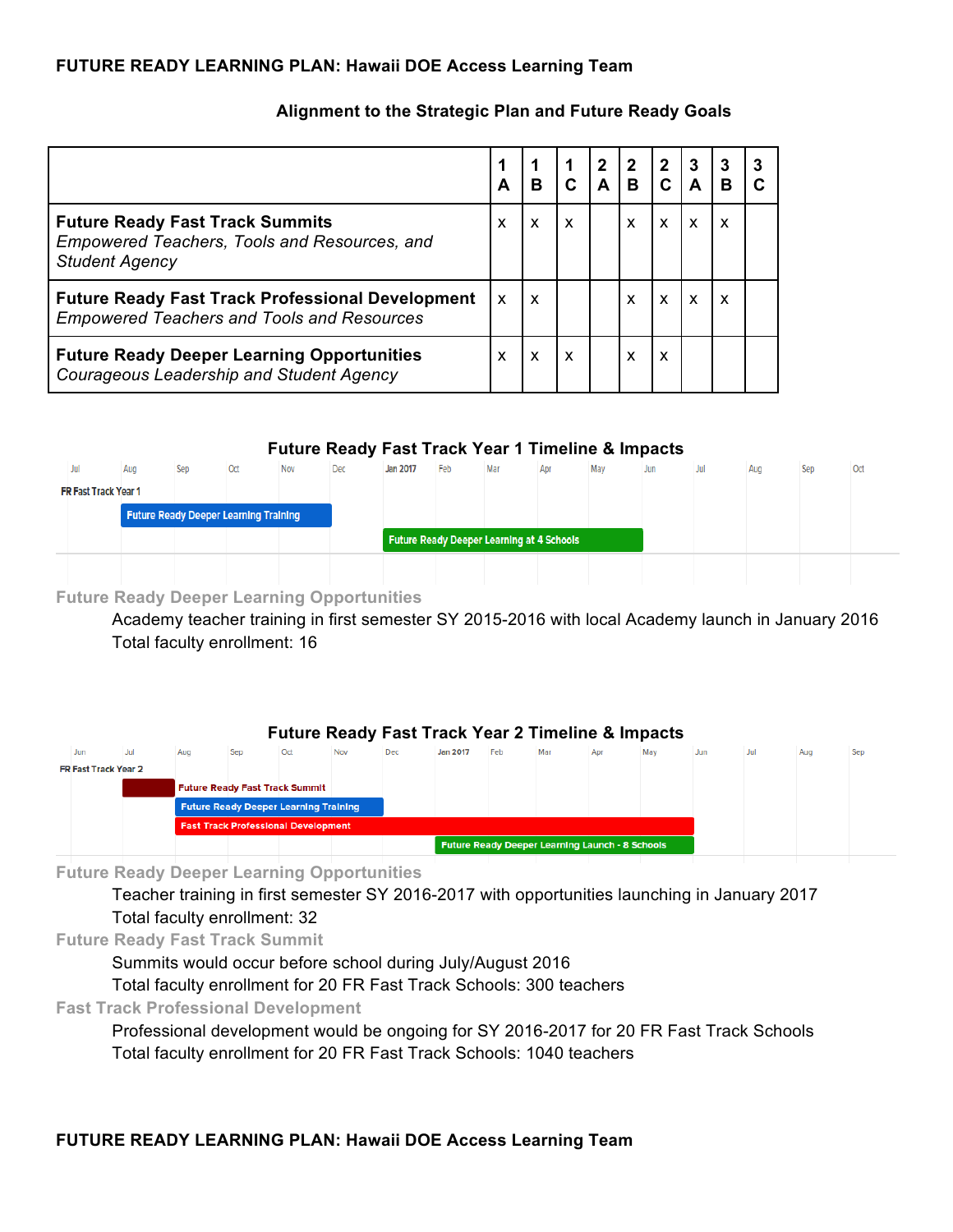## FUTURE READY LEARNING PLAN: Hawaii DOE Access Learning Team

### Alignment to the Strategic Plan and Future Ready Goals

| | 1 A | 1 B | 1 C | 2 A | 2 B | 2 C | 3 A | 3 B | 3 C |
|---|---|---|---|---|---|---|---|---|---|
| **Future Ready Fast Track Summits** *Empowered Teachers, Tools and Resources, and Student Agency* | x | x | x | | x | x | x | x | |
| **Future Ready Fast Track Professional Development** *Empowered Teachers and Tools and Resources* | x | x | | | x | x | x | x | |
| **Future Ready Deeper Learning Opportunities** *Courageous Leadership and Student Agency* | x | x | x | | x | x | | | |

### Future Ready Fast Track Year 1 Timeline & Impacts

Jul | Aug | Sep | Oct | Nov | Dec | Jan 2017 | Feb | Mar | Apr | May | Jun | Jul | Aug | Sep | Oct

FR Fast Track Year 1

- Future Ready Deeper Learning Training (Aug – Nov)
- Future Ready Deeper Learning at 4 Schools (Jan – May)

**Future Ready Deeper Learning Opportunities**

Academy teacher training in first semester SY 2015-2016 with local Academy launch in January 2016
Total faculty enrollment: 16

### Future Ready Fast Track Year 2 Timeline & Impacts

Jun | Jul | Aug | Sep | Oct | Nov | Dec | Jan 2017 | Feb | Mar | Apr | May | Jun | Jul | Aug | Sep

FR Fast Track Year 2

- Future Ready Fast Track Summit (Jul)
- Future Ready Deeper Learning Training (Aug – Nov)
- Fast Track Professional Development (Aug – May)
- Future Ready Deeper Learning Launch - 8 Schools (Jan – May)

**Future Ready Deeper Learning Opportunities**

Teacher training in first semester SY 2016-2017 with opportunities launching in January 2017
Total faculty enrollment: 32

**Future Ready Fast Track Summit**

Summits would occur before school during July/August 2016
Total faculty enrollment for 20 FR Fast Track Schools: 300 teachers

**Fast Track Professional Development**

Professional development would be ongoing for SY 2016-2017 for 20 FR Fast Track Schools
Total faculty enrollment for 20 FR Fast Track Schools: 1040 teachers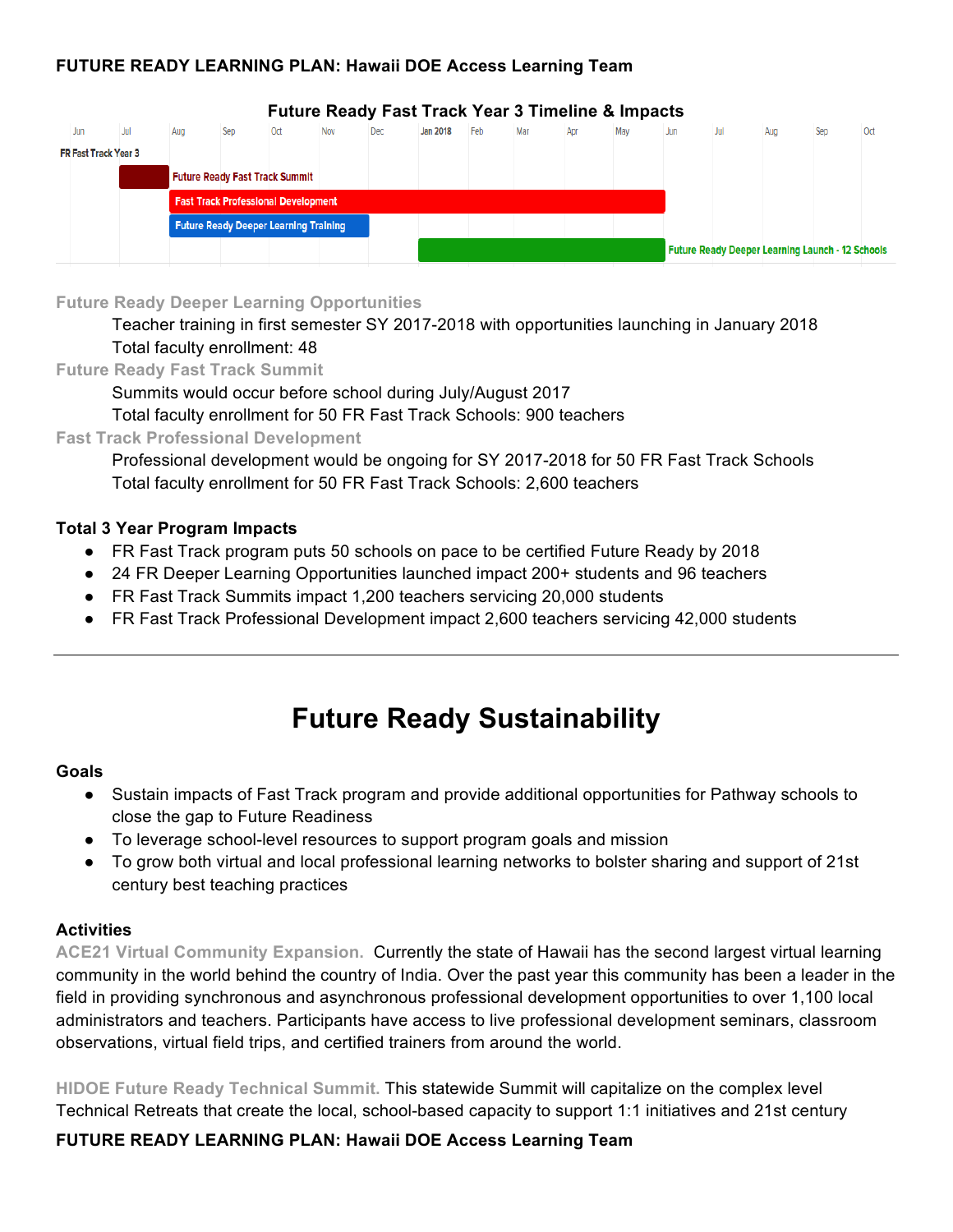**Future Ready Fast Track Year 3 Timeline & Impacts**

| | Jun | Jul | Aug | Sep | Oct | Nov | Dec | Jan 2018 | Feb | Mar | Apr | May | Jun | Jul | Aug | Sep | Oct |
|---|---|---|---|---|---|---|---|---|---|---|---|---|---|---|---|---|---|
| FR Fast Track Year 3 | | | | | | | | | | | | | | | | | |
| Future Ready Fast Track Summit | | X | | | | | | | | | | | | | | | |
| Fast Track Professional Development | | | X | X | X | X | X | X | X | X | X | X | | | | | |
| Future Ready Deeper Learning Training | | | X | X | X | X | | | | | | | | | | | |
| Future Ready Deeper Learning Launch - 12 Schools | | | | | | | | X | X | X | X | X | | | | | |

**Future Ready Deeper Learning Opportunities**

Teacher training in first semester SY 2017-2018 with opportunities launching in January 2018

Total faculty enrollment: 48

**Future Ready Fast Track Summit**

Summits would occur before school during July/August 2017

Total faculty enrollment for 50 FR Fast Track Schools: 900 teachers

**Fast Track Professional Development**

Professional development would be ongoing for SY 2017-2018 for 50 FR Fast Track Schools

Total faculty enrollment for 50 FR Fast Track Schools: 2,600 teachers

**Total 3 Year Program Impacts**

- FR Fast Track program puts 50 schools on pace to be certified Future Ready by 2018
- 24 FR Deeper Learning Opportunities launched impact 200+ students and 96 teachers
- FR Fast Track Summits impact 1,200 teachers servicing 20,000 students
- FR Fast Track Professional Development impact 2,600 teachers servicing 42,000 students

---

# Future Ready Sustainability

**Goals**

- Sustain impacts of Fast Track program and provide additional opportunities for Pathway schools to close the gap to Future Readiness
- To leverage school-level resources to support program goals and mission
- To grow both virtual and local professional learning networks to bolster sharing and support of 21st century best teaching practices

**Activities**

**ACE21 Virtual Community Expansion.** Currently the state of Hawaii has the second largest virtual learning community in the world behind the country of India. Over the past year this community has been a leader in the field in providing synchronous and asynchronous professional development opportunities to over 1,100 local administrators and teachers. Participants have access to live professional development seminars, classroom observations, virtual field trips, and certified trainers from around the world.

**HIDOE Future Ready Technical Summit.** This statewide Summit will capitalize on the complex level Technical Retreats that create the local, school-based capacity to support 1:1 initiatives and 21st century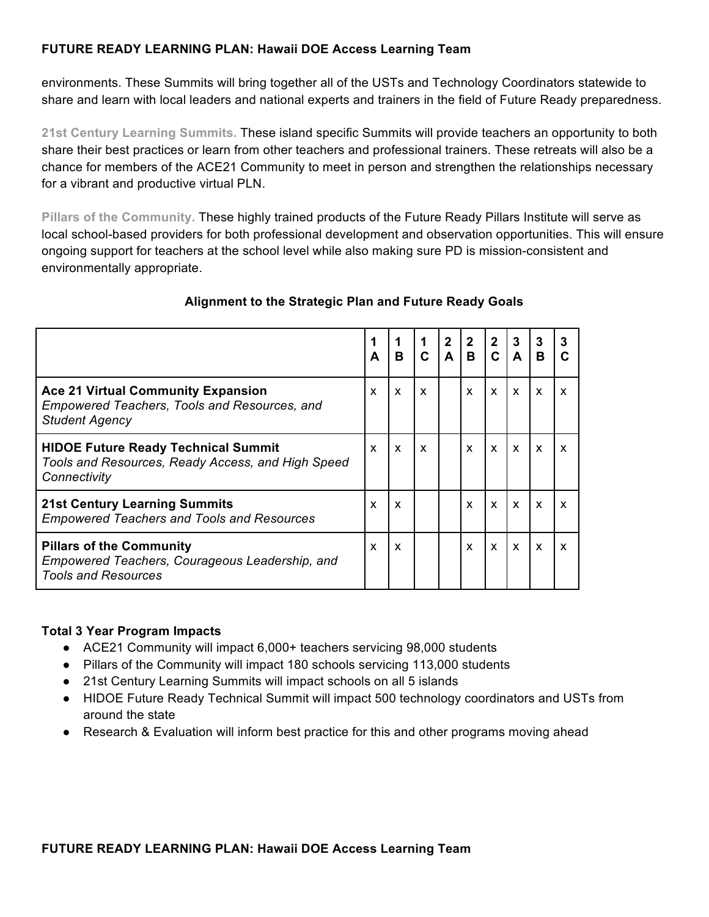environments. These Summits will bring together all of the USTs and Technology Coordinators statewide to share and learn with local leaders and national experts and trainers in the field of Future Ready preparedness.

**21st Century Learning Summits.** These island specific Summits will provide teachers an opportunity to both share their best practices or learn from other teachers and professional trainers. These retreats will also be a chance for members of the ACE21 Community to meet in person and strengthen the relationships necessary for a vibrant and productive virtual PLN.

**Pillars of the Community.** These highly trained products of the Future Ready Pillars Institute will serve as local school-based providers for both professional development and observation opportunities. This will ensure ongoing support for teachers at the school level while also making sure PD is mission-consistent and environmentally appropriate.

**Alignment to the Strategic Plan and Future Ready Goals**

| | 1 A | 1 B | 1 C | 2 A | 2 B | 2 C | 3 A | 3 B | 3 C |
|---|---|---|---|---|---|---|---|---|---|
| **Ace 21 Virtual Community Expansion** *Empowered Teachers, Tools and Resources, and Student Agency* | x | x | x | | x | x | x | x | x |
| **HIDOE Future Ready Technical Summit** *Tools and Resources, Ready Access, and High Speed Connectivity* | x | x | x | | x | x | x | x | x |
| **21st Century Learning Summits** *Empowered Teachers and Tools and Resources* | x | x | | | x | x | x | x | x |
| **Pillars of the Community** *Empowered Teachers, Courageous Leadership, and Tools and Resources* | x | x | | | x | x | x | x | x |

**Total 3 Year Program Impacts**

- ACE21 Community will impact 6,000+ teachers servicing 98,000 students
- Pillars of the Community will impact 180 schools servicing 113,000 students
- 21st Century Learning Summits will impact schools on all 5 islands
- HIDOE Future Ready Technical Summit will impact 500 technology coordinators and USTs from around the state
- Research & Evaluation will inform best practice for this and other programs moving ahead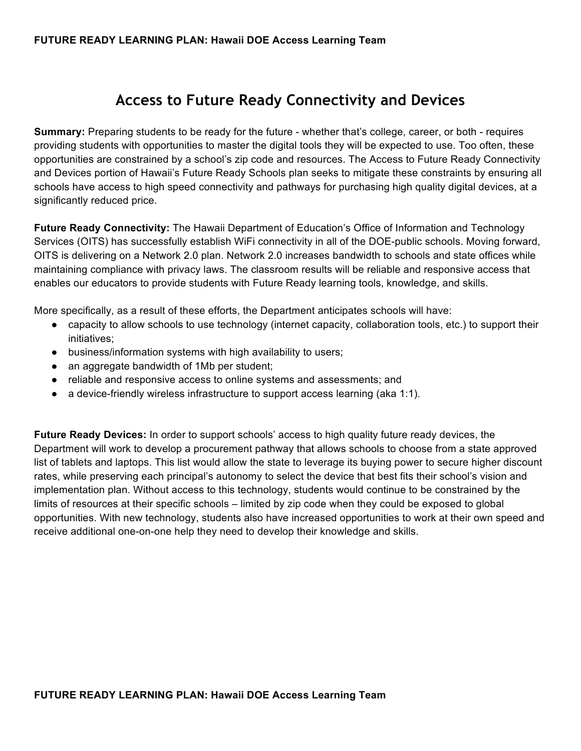# Access to Future Ready Connectivity and Devices

**Summary:** Preparing students to be ready for the future - whether that's college, career, or both - requires providing students with opportunities to master the digital tools they will be expected to use. Too often, these opportunities are constrained by a school's zip code and resources. The Access to Future Ready Connectivity and Devices portion of Hawaii's Future Ready Schools plan seeks to mitigate these constraints by ensuring all schools have access to high speed connectivity and pathways for purchasing high quality digital devices, at a significantly reduced price.

**Future Ready Connectivity:** The Hawaii Department of Education's Office of Information and Technology Services (OITS) has successfully establish WiFi connectivity in all of the DOE-public schools. Moving forward, OITS is delivering on a Network 2.0 plan. Network 2.0 increases bandwidth to schools and state offices while maintaining compliance with privacy laws. The classroom results will be reliable and responsive access that enables our educators to provide students with Future Ready learning tools, knowledge, and skills.

More specifically, as a result of these efforts, the Department anticipates schools will have:

- capacity to allow schools to use technology (internet capacity, collaboration tools, etc.) to support their initiatives;
- business/information systems with high availability to users;
- an aggregate bandwidth of 1Mb per student;
- reliable and responsive access to online systems and assessments; and
- a device-friendly wireless infrastructure to support access learning (aka 1:1).

**Future Ready Devices:** In order to support schools' access to high quality future ready devices, the Department will work to develop a procurement pathway that allows schools to choose from a state approved list of tablets and laptops. This list would allow the state to leverage its buying power to secure higher discount rates, while preserving each principal's autonomy to select the device that best fits their school's vision and implementation plan. Without access to this technology, students would continue to be constrained by the limits of resources at their specific schools – limited by zip code when they could be exposed to global opportunities. With new technology, students also have increased opportunities to work at their own speed and receive additional one-on-one help they need to develop their knowledge and skills.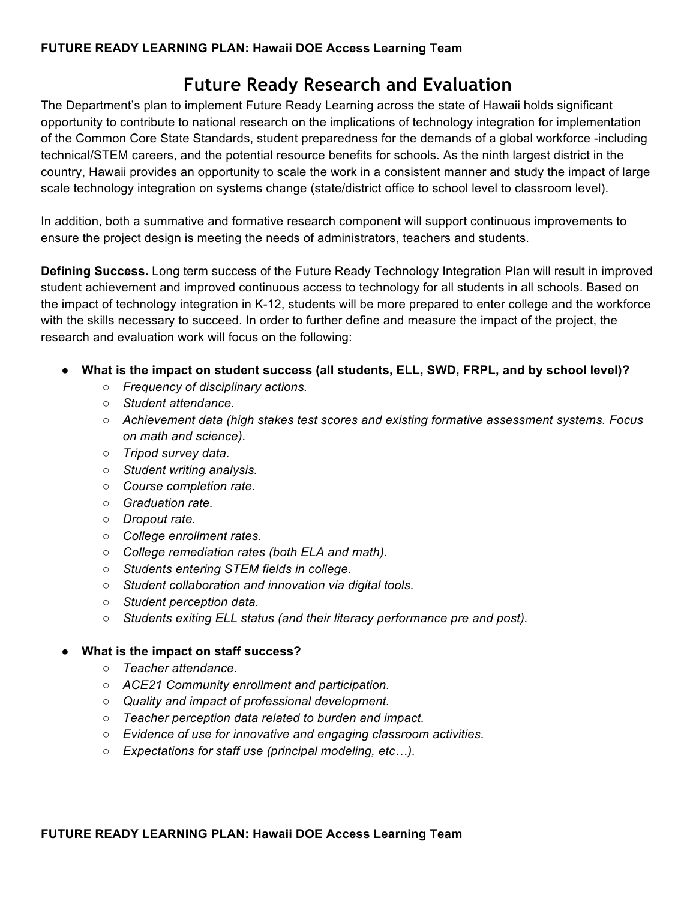# Future Ready Research and Evaluation

The Department's plan to implement Future Ready Learning across the state of Hawaii holds significant opportunity to contribute to national research on the implications of technology integration for implementation of the Common Core State Standards, student preparedness for the demands of a global workforce -including technical/STEM careers, and the potential resource benefits for schools. As the ninth largest district in the country, Hawaii provides an opportunity to scale the work in a consistent manner and study the impact of large scale technology integration on systems change (state/district office to school level to classroom level).

In addition, both a summative and formative research component will support continuous improvements to ensure the project design is meeting the needs of administrators, teachers and students.

**Defining Success.** Long term success of the Future Ready Technology Integration Plan will result in improved student achievement and improved continuous access to technology for all students in all schools. Based on the impact of technology integration in K-12, students will be more prepared to enter college and the workforce with the skills necessary to succeed. In order to further define and measure the impact of the project, the research and evaluation work will focus on the following:

- **What is the impact on student success (all students, ELL, SWD, FRPL, and by school level)?**
  - *Frequency of disciplinary actions.*
  - *Student attendance.*
  - *Achievement data (high stakes test scores and existing formative assessment systems. Focus on math and science).*
  - *Tripod survey data.*
  - *Student writing analysis.*
  - *Course completion rate.*
  - *Graduation rate.*
  - *Dropout rate.*
  - *College enrollment rates.*
  - *College remediation rates (both ELA and math).*
  - *Students entering STEM fields in college.*
  - *Student collaboration and innovation via digital tools.*
  - *Student perception data.*
  - *Students exiting ELL status (and their literacy performance pre and post).*

- **What is the impact on staff success?**
  - *Teacher attendance.*
  - *ACE21 Community enrollment and participation.*
  - *Quality and impact of professional development.*
  - *Teacher perception data related to burden and impact.*
  - *Evidence of use for innovative and engaging classroom activities.*
  - *Expectations for staff use (principal modeling, etc…).*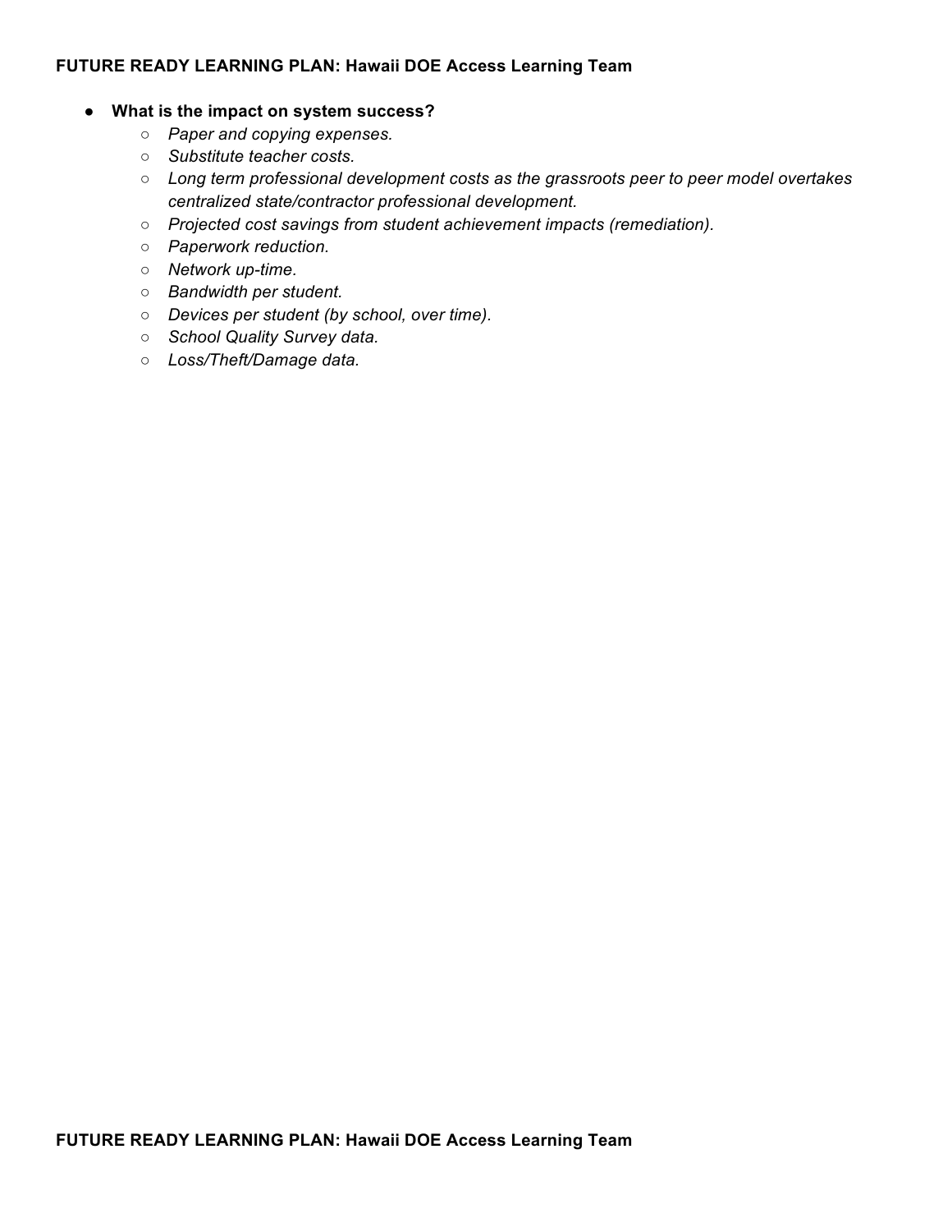- **What is the impact on system success?**
    - *Paper and copying expenses.*
    - *Substitute teacher costs.*
    - *Long term professional development costs as the grassroots peer to peer model overtakes centralized state/contractor professional development.*
    - *Projected cost savings from student achievement impacts (remediation).*
    - *Paperwork reduction.*
    - *Network up-time.*
    - *Bandwidth per student.*
    - *Devices per student (by school, over time).*
    - *School Quality Survey data.*
    - *Loss/Theft/Damage data.*